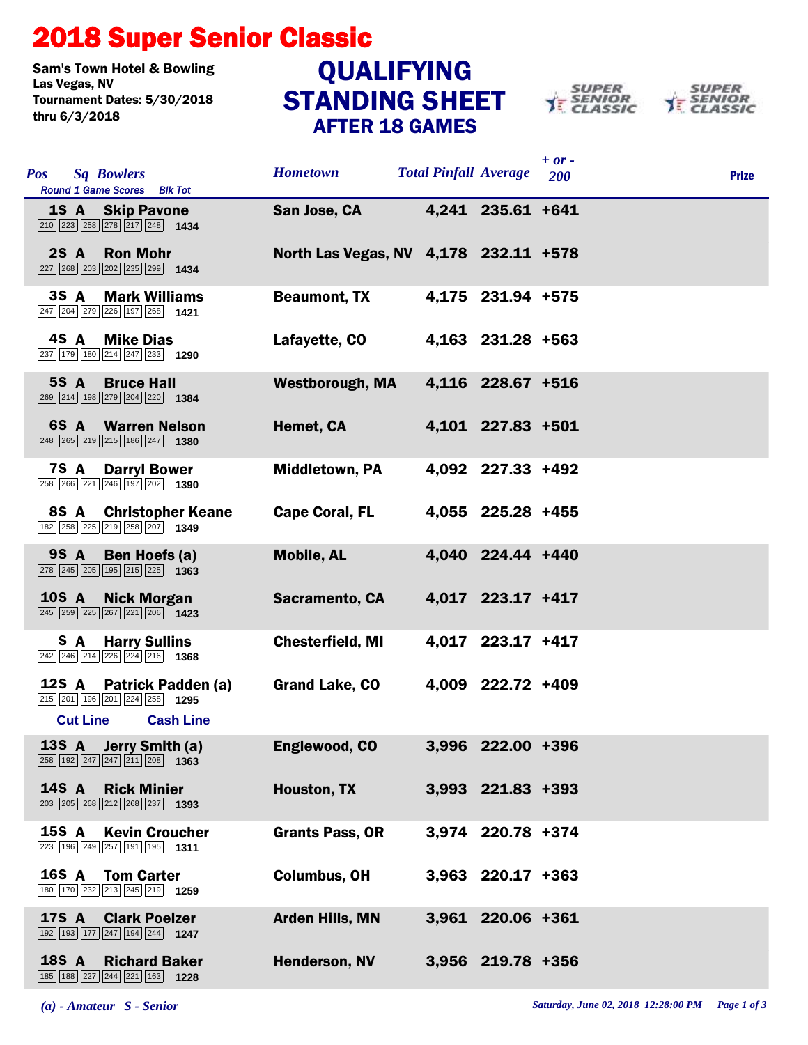# 2018 Super Senior Classic

**Sam's Town Hotel & Bowling**
**Las Vegas, NV**
**Tournament Dates: 5/30/2018 thru 6/3/2018**

## QUALIFYING STANDING SHEET
### AFTER 18 GAMES

| Pos | Sq | Bowlers | Round 1 Game Scores | Blk Tot | Hometown | Total Pinfall | Average | + or - 200 | Prize |
|---|---|---|---|---|---|---|---|---|---|
| 1S | A | Skip Pavone | 210 223 258 278 217 248 | 1434 | San Jose, CA | 4,241 | 235.61 | +641 | |
| 2S | A | Ron Mohr | 227 268 203 202 235 299 | 1434 | North Las Vegas, NV | 4,178 | 232.11 | +578 | |
| 3S | A | Mark Williams | 247 204 279 226 197 268 | 1421 | Beaumont, TX | 4,175 | 231.94 | +575 | |
| 4S | A | Mike Dias | 237 179 180 214 247 233 | 1290 | Lafayette, CO | 4,163 | 231.28 | +563 | |
| 5S | A | Bruce Hall | 269 214 198 279 204 220 | 1384 | Westborough, MA | 4,116 | 228.67 | +516 | |
| 6S | A | Warren Nelson | 248 265 219 215 186 247 | 1380 | Hemet, CA | 4,101 | 227.83 | +501 | |
| 7S | A | Darryl Bower | 258 266 221 246 197 202 | 1390 | Middletown, PA | 4,092 | 227.33 | +492 | |
| 8S | A | Christopher Keane | 182 258 225 219 258 207 | 1349 | Cape Coral, FL | 4,055 | 225.28 | +455 | |
| 9S | A | Ben Hoefs (a) | 278 245 205 195 215 225 | 1363 | Mobile, AL | 4,040 | 224.44 | +440 | |
| 10S | A | Nick Morgan | 245 259 225 267 221 206 | 1423 | Sacramento, CA | 4,017 | 223.17 | +417 | |
| S | A | Harry Sullins | 242 246 214 226 224 216 | 1368 | Chesterfield, MI | 4,017 | 223.17 | +417 | |
| 12S | A | Patrick Padden (a) | 215 201 196 201 224 258 | 1295 | Grand Lake, CO | 4,009 | 222.72 | +409 | |
| **Cut Line** | | **Cash Line** | | | | | | | |
| 13S | A | Jerry Smith (a) | 258 192 247 247 211 208 | 1363 | Englewood, CO | 3,996 | 222.00 | +396 | |
| 14S | A | Rick Minier | 203 205 268 212 268 237 | 1393 | Houston, TX | 3,993 | 221.83 | +393 | |
| 15S | A | Kevin Croucher | 223 196 249 257 191 195 | 1311 | Grants Pass, OR | 3,974 | 220.78 | +374 | |
| 16S | A | Tom Carter | 180 170 232 213 245 219 | 1259 | Columbus, OH | 3,963 | 220.17 | +363 | |
| 17S | A | Clark Poelzer | 192 193 177 247 194 244 | 1247 | Arden Hills, MN | 3,961 | 220.06 | +361 | |
| 18S | A | Richard Baker | 185 188 227 244 221 163 | 1228 | Henderson, NV | 3,956 | 219.78 | +356 | |

*(a) - Amateur S - Senior*

*Saturday, June 02, 2018 12:28:00 PM*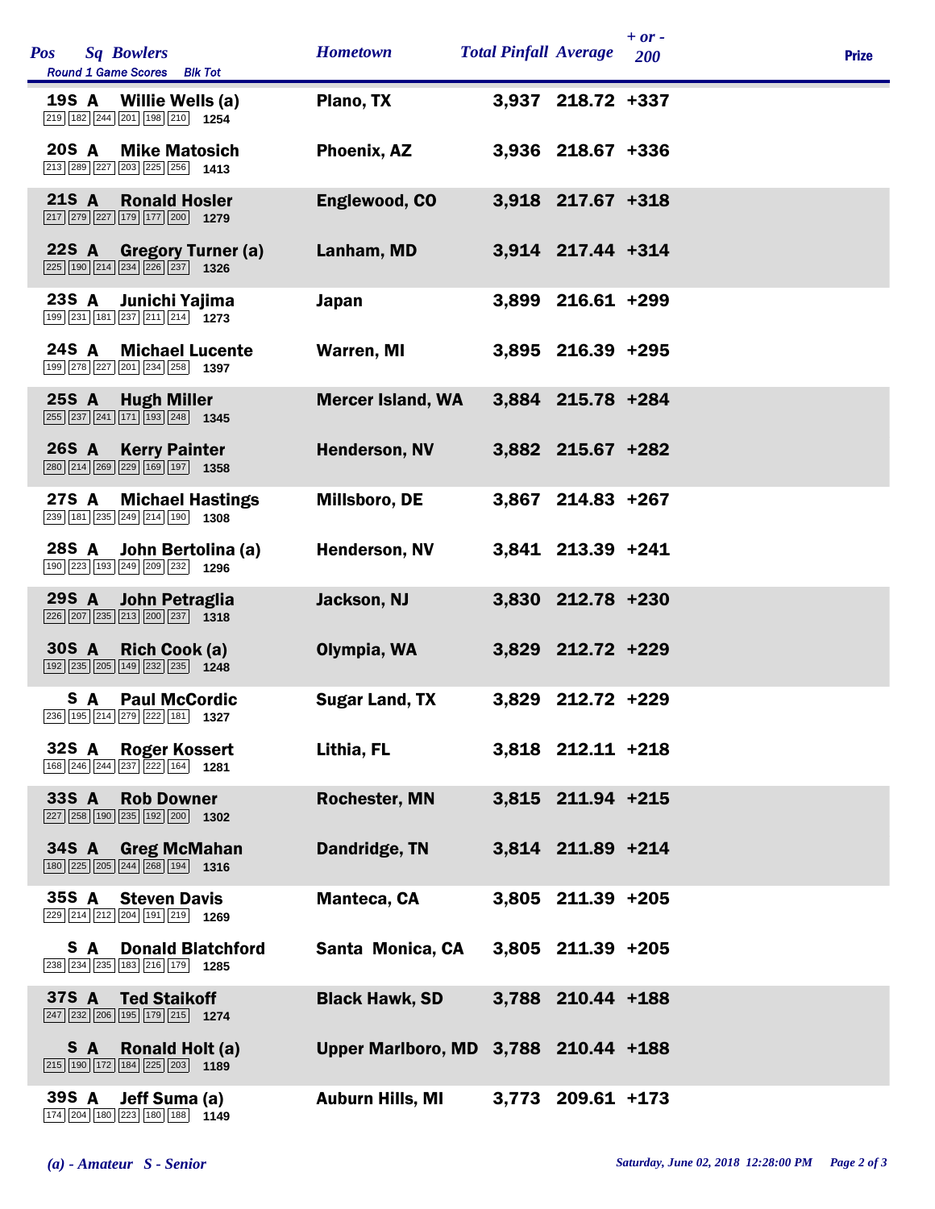| Pos | Sq | Bowlers | Round 1 Game Scores | Blk Tot | Hometown | Total Pinfall | Average | + or - 200 | Prize |
|---|---|---|---|---|---|---|---|---|---|
| 19 | S A | Willie Wells (a) | 219 182 244 201 198 210 | 1254 | Plano, TX | 3,937 | 218.72 | +337 | |
| 20 | S A | Mike Matosich | 213 289 227 203 225 256 | 1413 | Phoenix, AZ | 3,936 | 218.67 | +336 | |
| 21 | S A | Ronald Hosler | 217 279 227 179 177 200 | 1279 | Englewood, CO | 3,918 | 217.67 | +318 | |
| 22 | S A | Gregory Turner (a) | 225 190 214 234 226 237 | 1326 | Lanham, MD | 3,914 | 217.44 | +314 | |
| 23 | S A | Junichi Yajima | 199 231 181 237 211 214 | 1273 | Japan | 3,899 | 216.61 | +299 | |
| 24 | S A | Michael Lucente | 199 278 227 201 234 258 | 1397 | Warren, MI | 3,895 | 216.39 | +295 | |
| 25 | S A | Hugh Miller | 255 237 241 171 193 248 | 1345 | Mercer Island, WA | 3,884 | 215.78 | +284 | |
| 26 | S A | Kerry Painter | 280 214 269 229 169 197 | 1358 | Henderson, NV | 3,882 | 215.67 | +282 | |
| 27 | S A | Michael Hastings | 239 181 235 249 214 190 | 1308 | Millsboro, DE | 3,867 | 214.83 | +267 | |
| 28 | S A | John Bertolina (a) | 190 223 193 249 209 232 | 1296 | Henderson, NV | 3,841 | 213.39 | +241 | |
| 29 | S A | John Petraglia | 226 207 235 213 200 237 | 1318 | Jackson, NJ | 3,830 | 212.78 | +230 | |
| 30 | S A | Rich Cook (a) | 192 235 205 149 232 235 | 1248 | Olympia, WA | 3,829 | 212.72 | +229 | |
| | S A | Paul McCordic | 236 195 214 279 222 181 | 1327 | Sugar Land, TX | 3,829 | 212.72 | +229 | |
| 32 | S A | Roger Kossert | 168 246 244 237 222 164 | 1281 | Lithia, FL | 3,818 | 212.11 | +218 | |
| 33 | S A | Rob Downer | 227 258 190 235 192 200 | 1302 | Rochester, MN | 3,815 | 211.94 | +215 | |
| 34 | S A | Greg McMahan | 180 225 205 244 268 194 | 1316 | Dandridge, TN | 3,814 | 211.89 | +214 | |
| 35 | S A | Steven Davis | 229 214 212 204 191 219 | 1269 | Manteca, CA | 3,805 | 211.39 | +205 | |
| | S A | Donald Blatchford | 238 234 235 183 216 179 | 1285 | Santa Monica, CA | 3,805 | 211.39 | +205 | |
| 37 | S A | Ted Staikoff | 247 232 206 195 179 215 | 1274 | Black Hawk, SD | 3,788 | 210.44 | +188 | |
| | S A | Ronald Holt (a) | 215 190 172 184 225 203 | 1189 | Upper Marlboro, MD | 3,788 | 210.44 | +188 | |
| 39 | S A | Jeff Suma (a) | 174 204 180 223 180 188 | 1149 | Auburn Hills, MI | 3,773 | 209.61 | +173 | |

*(a) - Amateur S - Senior*

*Saturday, June 02, 2018 12:28:00 PM*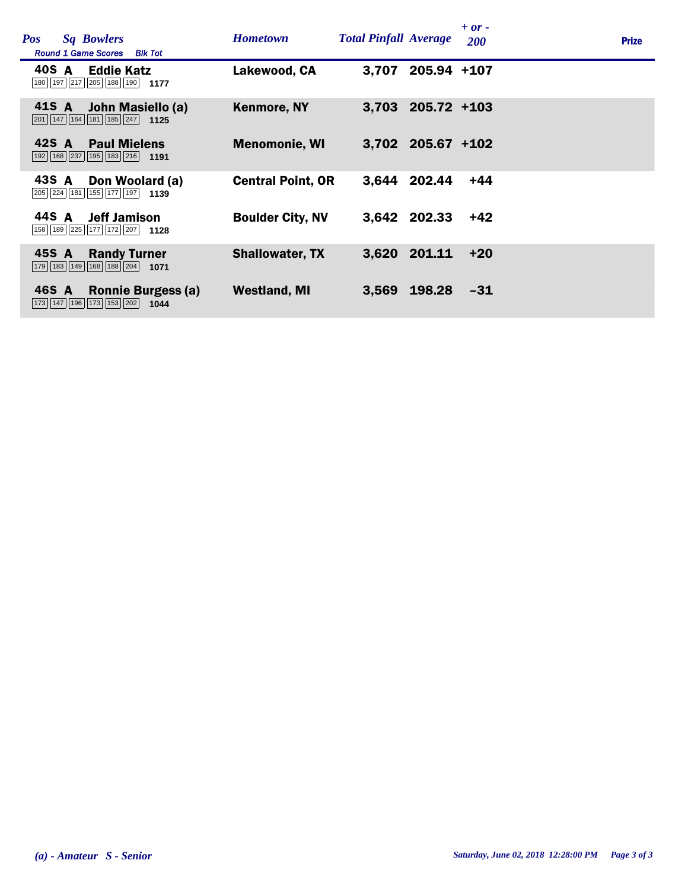| Pos | Sq | Bowlers | Round 1 Game Scores | Blk Tot | Hometown | Total Pinfall | Average | + or - 200 | Prize |
|---|---|---|---|---|---|---|---|---|---|
| 40S | A | Eddie Katz | 180 197 217 205 188 190 | 1177 | Lakewood, CA | 3,707 | 205.94 | +107 | |
| 41S | A | John Masiello (a) | 201 147 164 181 185 247 | 1125 | Kenmore, NY | 3,703 | 205.72 | +103 | |
| 42S | A | Paul Mielens | 192 168 237 195 183 216 | 1191 | Menomonie, WI | 3,702 | 205.67 | +102 | |
| 43S | A | Don Woolard (a) | 205 224 181 155 177 197 | 1139 | Central Point, OR | 3,644 | 202.44 | +44 | |
| 44S | A | Jeff Jamison | 158 189 225 177 172 207 | 1128 | Boulder City, NV | 3,642 | 202.33 | +42 | |
| 45S | A | Randy Turner | 179 183 149 168 188 204 | 1071 | Shallowater, TX | 3,620 | 201.11 | +20 | |
| 46S | A | Ronnie Burgess (a) | 173 147 196 173 153 202 | 1044 | Westland, MI | 3,569 | 198.28 | -31 | |

*(a) - Amateur S - Senior*

*Saturday, June 02, 2018 12:28:00 PM*